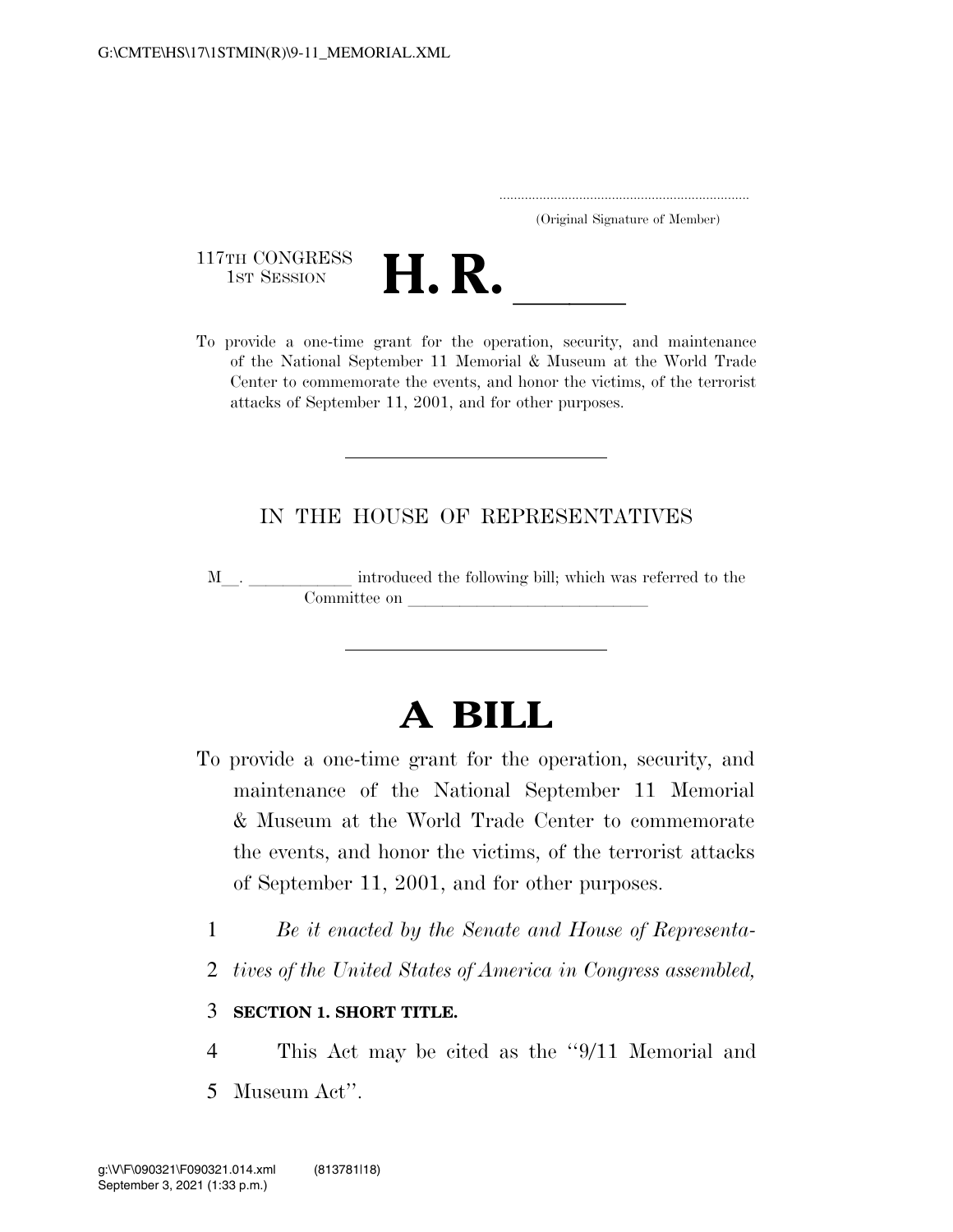(Original Signature of Member)

117TH CONGRESS
1ST SESSION

# H. R. \_\_\_\_\_

To provide a one-time grant for the operation, security, and maintenance of the National September 11 Memorial & Museum at the World Trade Center to commemorate the events, and honor the victims, of the terrorist attacks of September 11, 2001, and for other purposes.

---

IN THE HOUSE OF REPRESENTATIVES

M\_\_. \_\_\_\_\_\_\_\_\_\_\_\_ introduced the following bill; which was referred to the Committee on \_\_\_\_\_\_\_\_\_\_\_\_\_\_\_\_\_\_\_\_\_\_\_\_\_\_\_\_\_\_

---

# A BILL

To provide a one-time grant for the operation, security, and maintenance of the National September 11 Memorial & Museum at the World Trade Center to commemorate the events, and honor the victims, of the terrorist attacks of September 11, 2001, and for other purposes.

1 *Be it enacted by the Senate and House of Representa-*
2 *tives of the United States of America in Congress assembled,*

3 **SECTION 1. SHORT TITLE.**

4 This Act may be cited as the ''9/11 Memorial and
5 Museum Act''.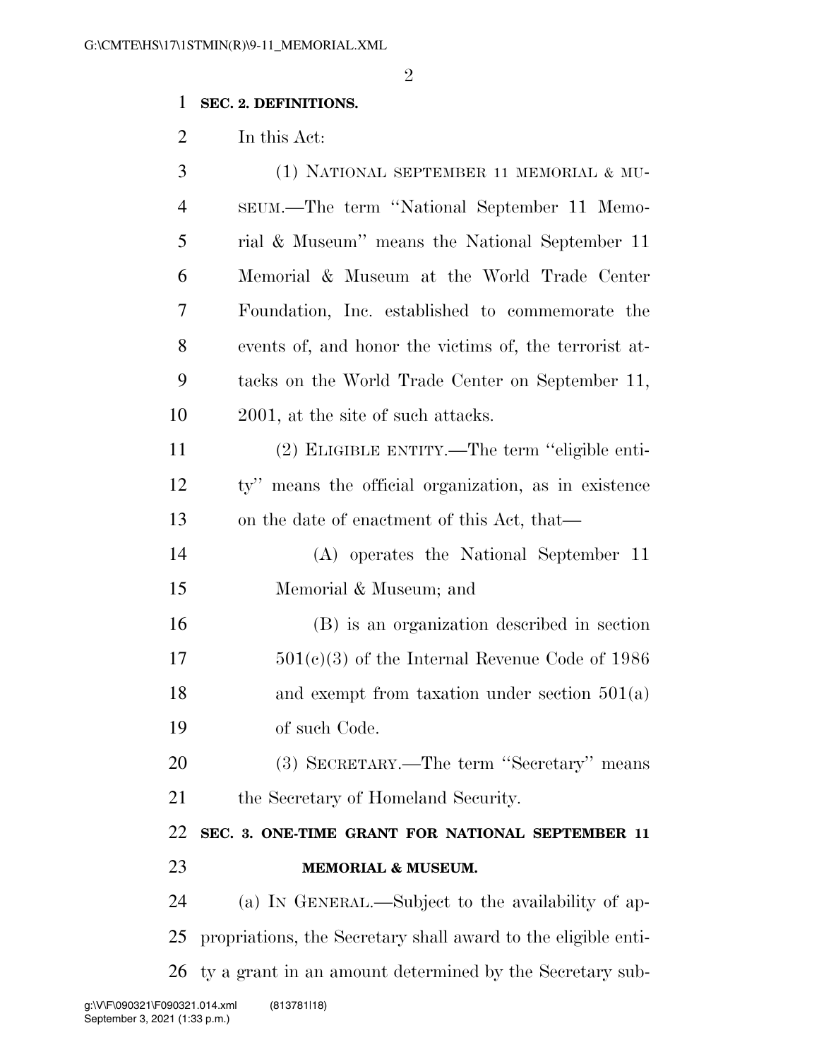**SEC. 2. DEFINITIONS.**

In this Act:

(1) NATIONAL SEPTEMBER 11 MEMORIAL & MUSEUM.—The term "National September 11 Memorial & Museum" means the National September 11 Memorial & Museum at the World Trade Center Foundation, Inc. established to commemorate the events of, and honor the victims of, the terrorist attacks on the World Trade Center on September 11, 2001, at the site of such attacks.

(2) ELIGIBLE ENTITY.—The term "eligible entity" means the official organization, as in existence on the date of enactment of this Act, that—

(A) operates the National September 11 Memorial & Museum; and

(B) is an organization described in section 501(c)(3) of the Internal Revenue Code of 1986 and exempt from taxation under section 501(a) of such Code.

(3) SECRETARY.—The term "Secretary" means the Secretary of Homeland Security.

**SEC. 3. ONE-TIME GRANT FOR NATIONAL SEPTEMBER 11 MEMORIAL & MUSEUM.**

(a) IN GENERAL.—Subject to the availability of appropriations, the Secretary shall award to the eligible entity a grant in an amount determined by the Secretary sub-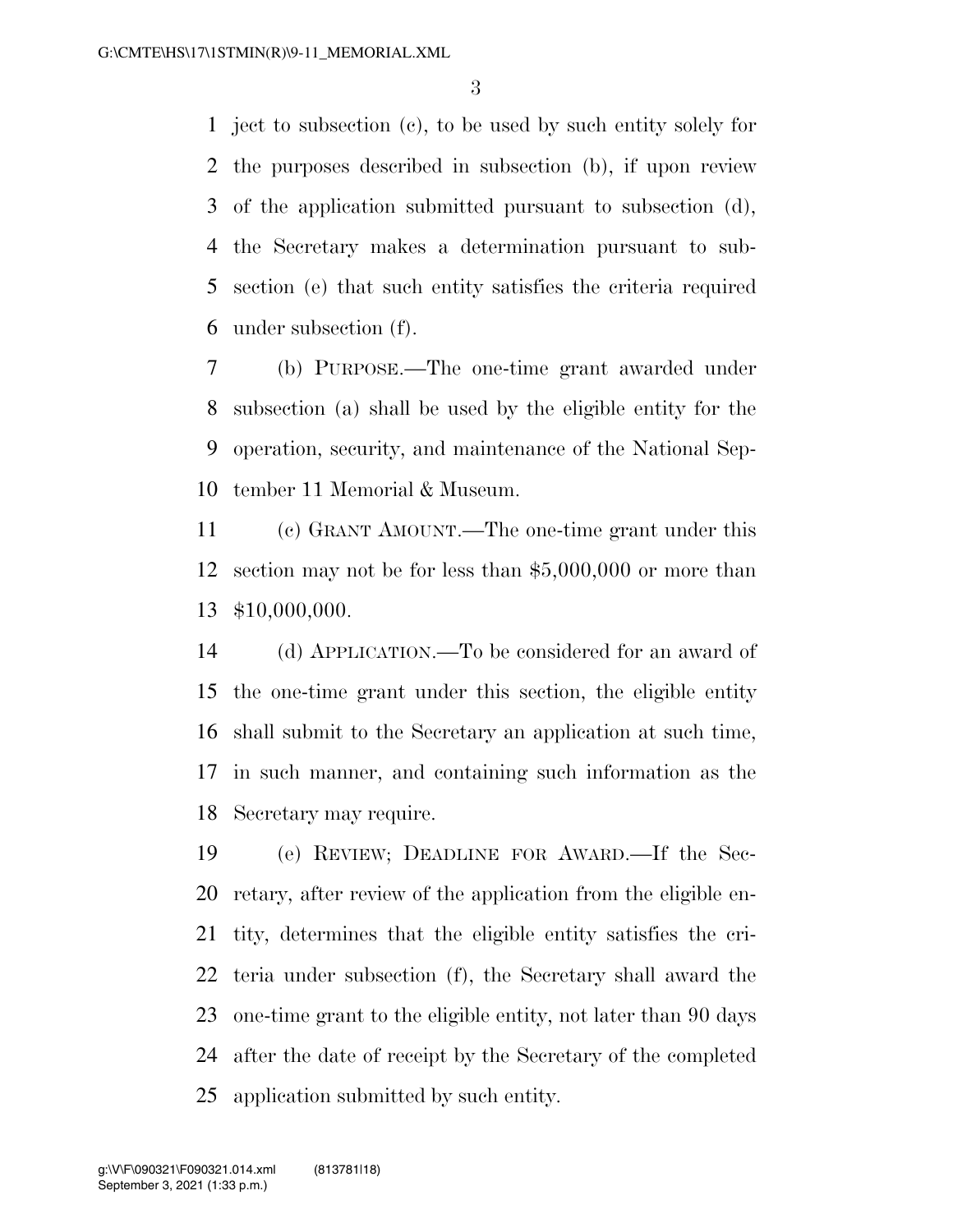ject to subsection (c), to be used by such entity solely for the purposes described in subsection (b), if upon review of the application submitted pursuant to subsection (d), the Secretary makes a determination pursuant to subsection (e) that such entity satisfies the criteria required under subsection (f).

(b) PURPOSE.—The one-time grant awarded under subsection (a) shall be used by the eligible entity for the operation, security, and maintenance of the National September 11 Memorial & Museum.

(c) GRANT AMOUNT.—The one-time grant under this section may not be for less than $5,000,000 or more than $10,000,000.

(d) APPLICATION.—To be considered for an award of the one-time grant under this section, the eligible entity shall submit to the Secretary an application at such time, in such manner, and containing such information as the Secretary may require.

(e) REVIEW; DEADLINE FOR AWARD.—If the Secretary, after review of the application from the eligible entity, determines that the eligible entity satisfies the criteria under subsection (f), the Secretary shall award the one-time grant to the eligible entity, not later than 90 days after the date of receipt by the Secretary of the completed application submitted by such entity.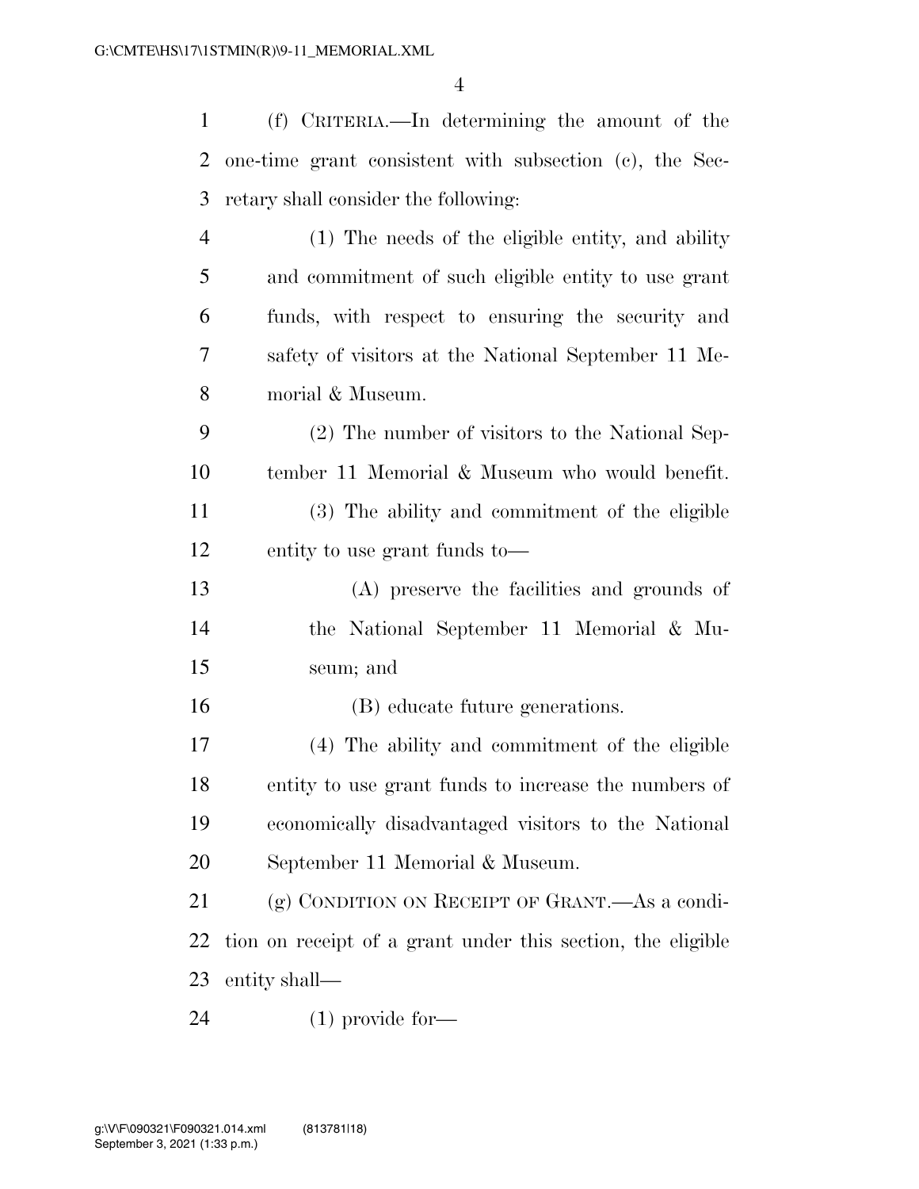(f) CRITERIA.—In determining the amount of the one-time grant consistent with subsection (c), the Secretary shall consider the following:

(1) The needs of the eligible entity, and ability and commitment of such eligible entity to use grant funds, with respect to ensuring the security and safety of visitors at the National September 11 Memorial & Museum.

(2) The number of visitors to the National September 11 Memorial & Museum who would benefit.

(3) The ability and commitment of the eligible entity to use grant funds to—

(A) preserve the facilities and grounds of the National September 11 Memorial & Museum; and

(B) educate future generations.

(4) The ability and commitment of the eligible entity to use grant funds to increase the numbers of economically disadvantaged visitors to the National September 11 Memorial & Museum.

(g) CONDITION ON RECEIPT OF GRANT.—As a condition on receipt of a grant under this section, the eligible entity shall—

(1) provide for—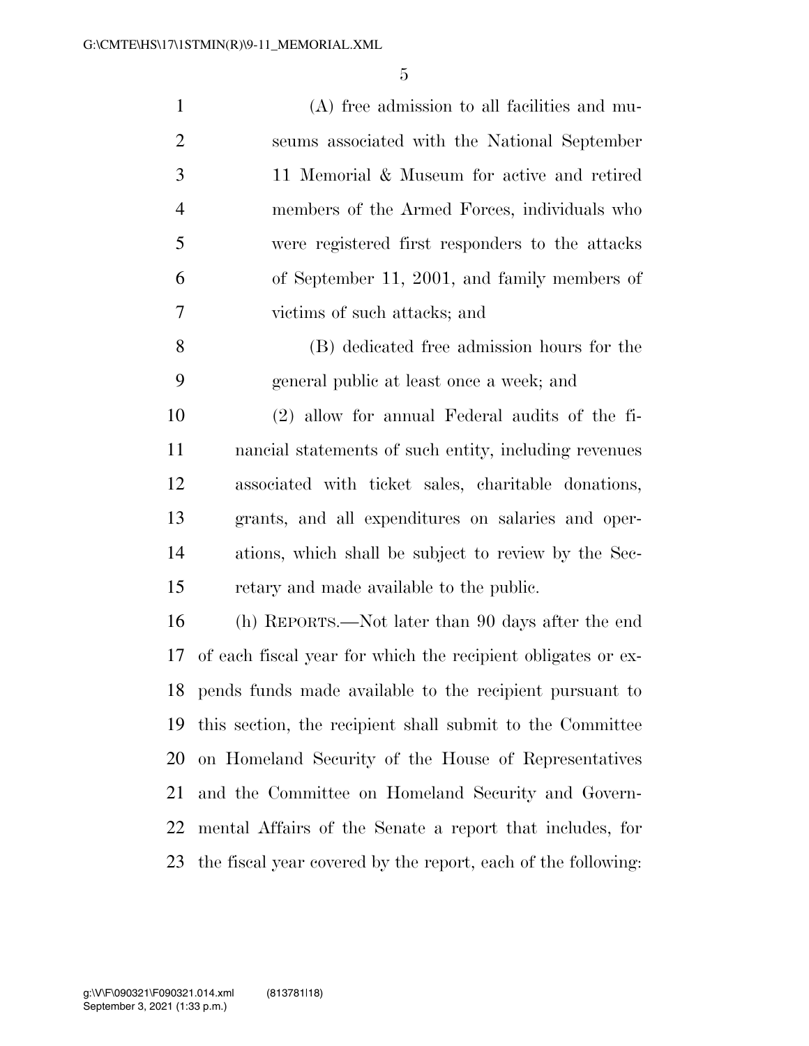(A) free admission to all facilities and museums associated with the National September 11 Memorial & Museum for active and retired members of the Armed Forces, individuals who were registered first responders to the attacks of September 11, 2001, and family members of victims of such attacks; and

(B) dedicated free admission hours for the general public at least once a week; and

(2) allow for annual Federal audits of the financial statements of such entity, including revenues associated with ticket sales, charitable donations, grants, and all expenditures on salaries and operations, which shall be subject to review by the Secretary and made available to the public.

(h) REPORTS.—Not later than 90 days after the end of each fiscal year for which the recipient obligates or expends funds made available to the recipient pursuant to this section, the recipient shall submit to the Committee on Homeland Security of the House of Representatives and the Committee on Homeland Security and Governmental Affairs of the Senate a report that includes, for the fiscal year covered by the report, each of the following: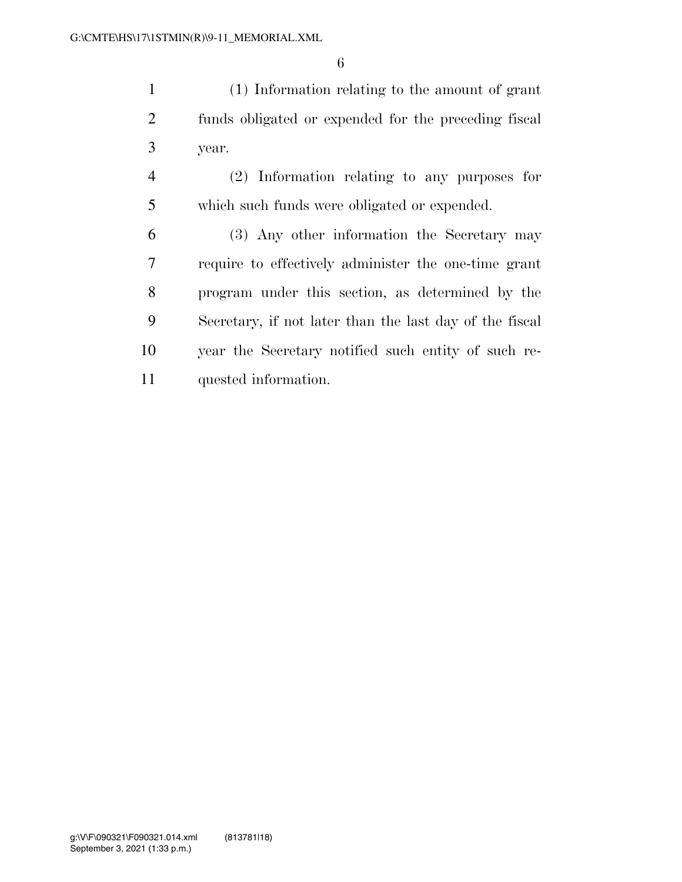(1) Information relating to the amount of grant funds obligated or expended for the preceding fiscal year.

(2) Information relating to any purposes for which such funds were obligated or expended.

(3) Any other information the Secretary may require to effectively administer the one-time grant program under this section, as determined by the Secretary, if not later than the last day of the fiscal year the Secretary notified such entity of such requested information.